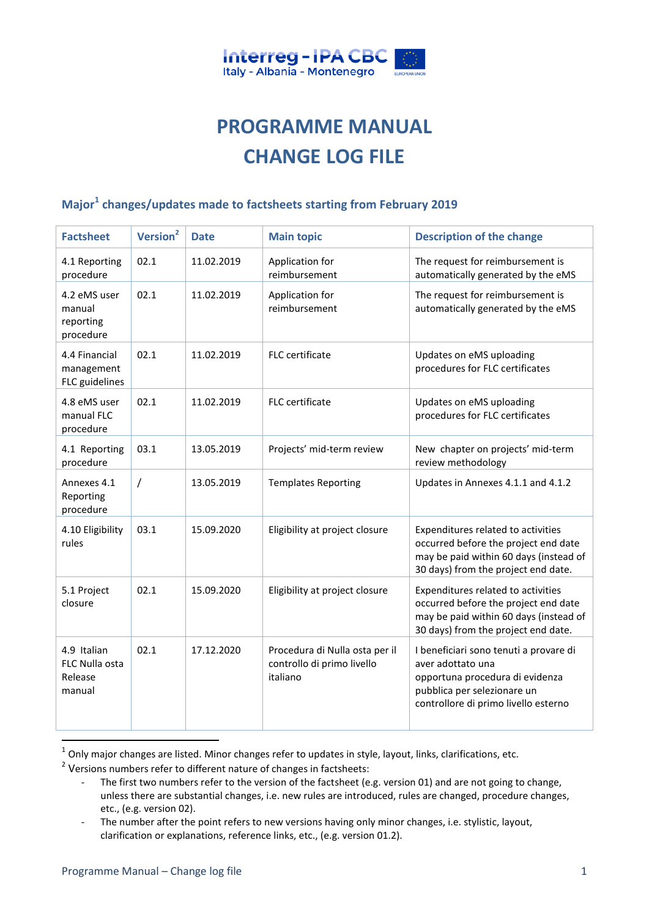# PROGRAMME MANUAL
# CHANGE LOG FILE

## Major[1] changes/updates made to factsheets starting from February 2019

| Factsheet | Version[2] | Date | Main topic | Description of the change |
|---|---|---|---|---|
| 4.1 Reporting procedure | 02.1 | 11.02.2019 | Application for reimbursement | The request for reimbursement is automatically generated by the eMS |
| 4.2 eMS user manual reporting procedure | 02.1 | 11.02.2019 | Application for reimbursement | The request for reimbursement is automatically generated by the eMS |
| 4.4 Financial management FLC guidelines | 02.1 | 11.02.2019 | FLC certificate | Updates on eMS uploading procedures for FLC certificates |
| 4.8 eMS user manual FLC procedure | 02.1 | 11.02.2019 | FLC certificate | Updates on eMS uploading procedures for FLC certificates |
| 4.1 Reporting procedure | 03.1 | 13.05.2019 | Projects' mid-term review | New chapter on projects' mid-term review methodology |
| Annexes 4.1 Reporting procedure | / | 13.05.2019 | Templates Reporting | Updates in Annexes 4.1.1 and 4.1.2 |
| 4.10 Eligibility rules | 03.1 | 15.09.2020 | Eligibility at project closure | Expenditures related to activities occurred before the project end date may be paid within 60 days (instead of 30 days) from the project end date. |
| 5.1 Project closure | 02.1 | 15.09.2020 | Eligibility at project closure | Expenditures related to activities occurred before the project end date may be paid within 60 days (instead of 30 days) from the project end date. |
| 4.9 Italian FLC Nulla osta Release manual | 02.1 | 17.12.2020 | Procedura di Nulla osta per il controllo di primo livello italiano | I beneficiari sono tenuti a provare di aver adottato una opportuna procedura di evidenza pubblica per selezionare un controllore di primo livello esterno |

[1] Only major changes are listed. Minor changes refer to updates in style, layout, links, clarifications, etc.

[2] Versions numbers refer to different nature of changes in factsheets:

- The first two numbers refer to the version of the factsheet (e.g. version 01) and are not going to change, unless there are substantial changes, i.e. new rules are introduced, rules are changed, procedure changes, etc., (e.g. version 02).
- The number after the point refers to new versions having only minor changes, i.e. stylistic, layout, clarification or explanations, reference links, etc., (e.g. version 01.2).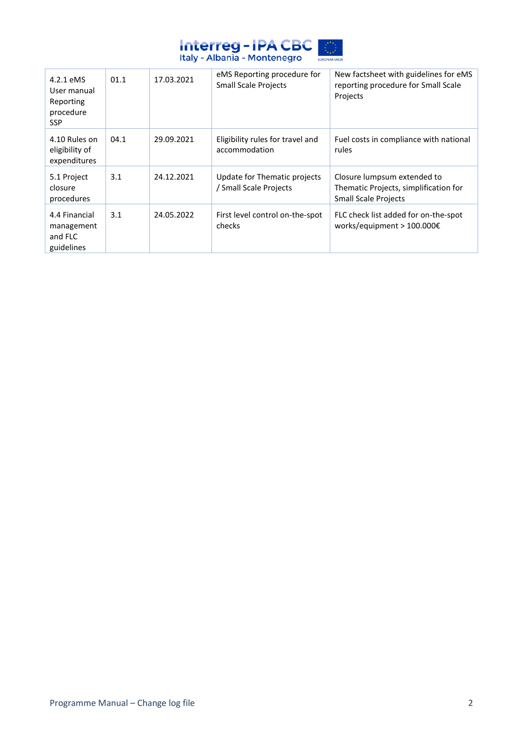| | | | | |
|---|---|---|---|---|
| 4.2.1 eMS User manual Reporting procedure SSP | 01.1 | 17.03.2021 | eMS Reporting procedure for Small Scale Projects | New factsheet with guidelines for eMS reporting procedure for Small Scale Projects |
| 4.10 Rules on eligibility of expenditures | 04.1 | 29.09.2021 | Eligibility rules for travel and accommodation | Fuel costs in compliance with national rules |
| 5.1 Project closure procedures | 3.1 | 24.12.2021 | Update for Thematic projects / Small Scale Projects | Closure lumpsum extended to Thematic Projects, simplification for Small Scale Projects |
| 4.4 Financial management and FLC guidelines | 3.1 | 24.05.2022 | First level control on-the-spot checks | FLC check list added for on-the-spot works/equipment > 100.000€ |